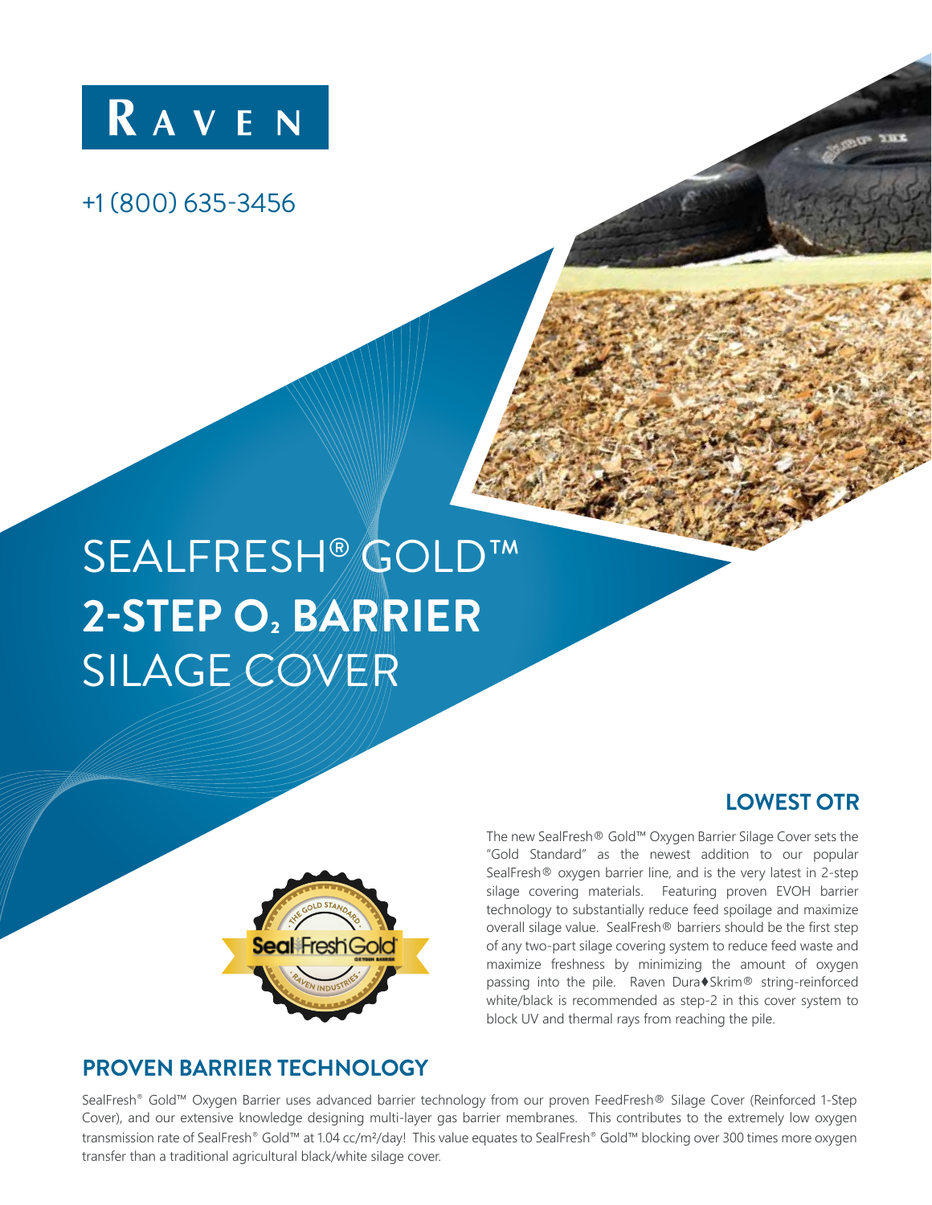# RAVEN

+1 (800) 635-3456

# SEALFRESH® GOLD™ **2-STEP $O_2$ BARRIER** SILAGE COVER

## LOWEST OTR

The new SealFresh® Gold™ Oxygen Barrier Silage Cover sets the "Gold Standard" as the newest addition to our popular SealFresh® oxygen barrier line, and is the very latest in 2-step silage covering materials. Featuring proven EVOH barrier technology to substantially reduce feed spoilage and maximize overall silage value. SealFresh® barriers should be the first step of any two-part silage covering system to reduce feed waste and maximize freshness by minimizing the amount of oxygen passing into the pile. Raven Dura♦Skrim® string-reinforced white/black is recommended as step-2 in this cover system to block UV and thermal rays from reaching the pile.

## PROVEN BARRIER TECHNOLOGY

SealFresh® Gold™ Oxygen Barrier uses advanced barrier technology from our proven FeedFresh® Silage Cover (Reinforced 1-Step Cover), and our extensive knowledge designing multi-layer gas barrier membranes. This contributes to the extremely low oxygen transmission rate of SealFresh® Gold™ at 1.04 cc/m²/day! This value equates to SealFresh® Gold™ blocking over 300 times more oxygen transfer than a traditional agricultural black/white silage cover.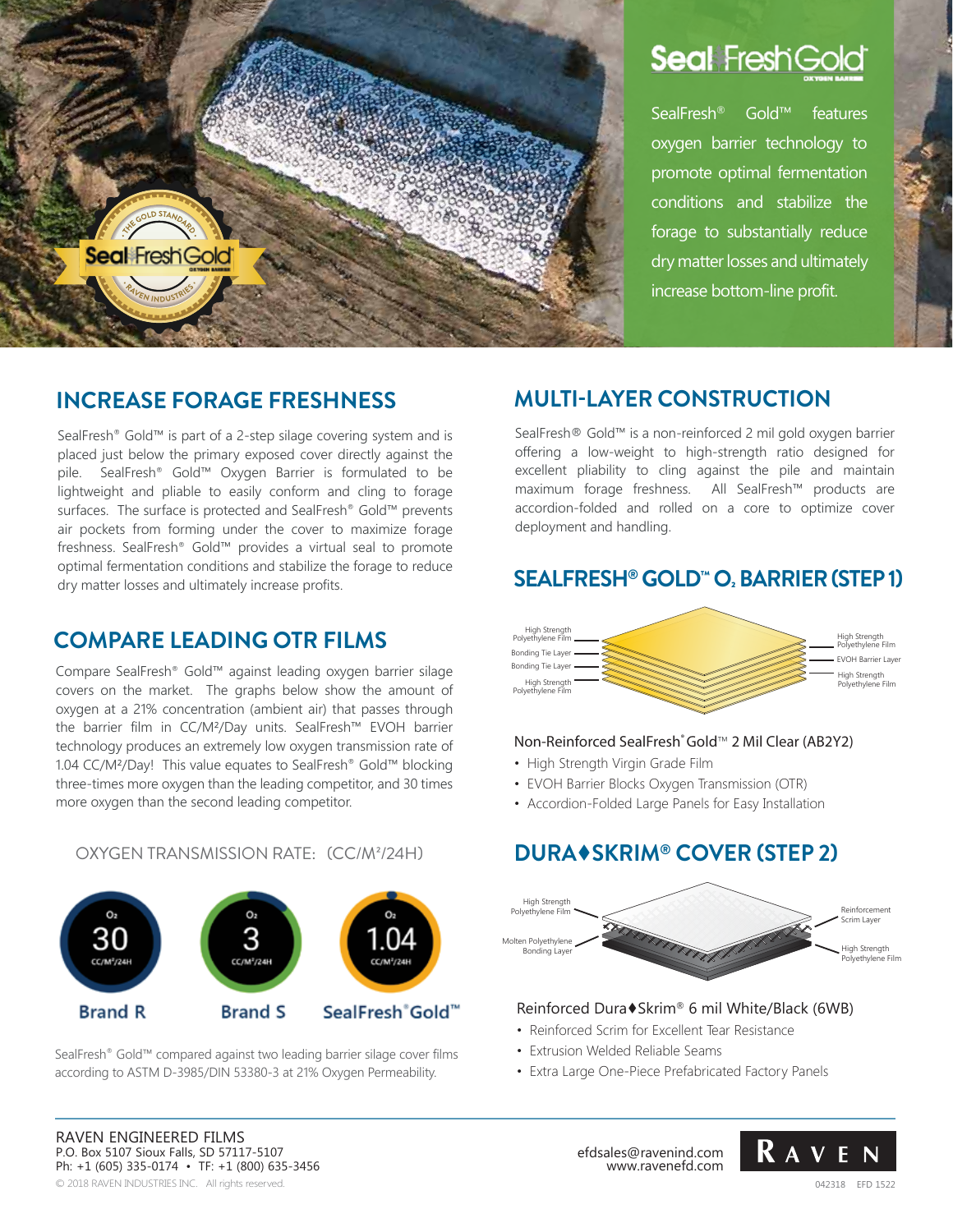SealFresh® Gold™ features oxygen barrier technology to promote optimal fermentation conditions and stabilize the forage to substantially reduce dry matter losses and ultimately increase bottom-line profit.

## INCREASE FORAGE FRESHNESS

SealFresh® Gold™ is part of a 2-step silage covering system and is placed just below the primary exposed cover directly against the pile. SealFresh® Gold™ Oxygen Barrier is formulated to be lightweight and pliable to easily conform and cling to forage surfaces. The surface is protected and SealFresh® Gold™ prevents air pockets from forming under the cover to maximize forage freshness. SealFresh® Gold™ provides a virtual seal to promote optimal fermentation conditions and stabilize the forage to reduce dry matter losses and ultimately increase profits.

## COMPARE LEADING OTR FILMS

Compare SealFresh® Gold™ against leading oxygen barrier silage covers on the market. The graphs below show the amount of oxygen at a 21% concentration (ambient air) that passes through the barrier film in CC/M²/Day units. SealFresh™ EVOH barrier technology produces an extremely low oxygen transmission rate of 1.04 CC/M²/Day! This value equates to SealFresh® Gold™ blocking three-times more oxygen than the leading competitor, and 30 times more oxygen than the second leading competitor.

OXYGEN TRANSMISSION RATE: (CC/M²/24H)

$O_2$
30
CC/M²/24H
Brand R

$O_2$
3
CC/M²/24H
Brand S

$O_2$
1.04
CC/M²/24H
SealFresh® Gold™

SealFresh® Gold™ compared against two leading barrier silage cover films according to ASTM D-3985/DIN 53380-3 at 21% Oxygen Permeability.

## MULTI-LAYER CONSTRUCTION

SealFresh® Gold™ is a non-reinforced 2 mil gold oxygen barrier offering a low-weight to high-strength ratio designed for excellent pliability to cling against the pile and maintain maximum forage freshness. All SealFresh™ products are accordion-folded and rolled on a core to optimize cover deployment and handling.

## SEALFRESH® GOLD™ $O_2$ BARRIER (STEP 1)

High Strength Polyethylene Film
Bonding Tie Layer
Bonding Tie Layer
High Strength Polyethylene Film
High Strength Polyethylene Film
EVOH Barrier Layer
High Strength Polyethylene Film

Non-Reinforced SealFresh® Gold™ 2 Mil Clear (AB2Y2)

- High Strength Virgin Grade Film
- EVOH Barrier Blocks Oxygen Transmission (OTR)
- Accordion-Folded Large Panels for Easy Installation

## DURA♦SKRIM® COVER (STEP 2)

High Strength Polyethylene Film
Molten Polyethylene Bonding Layer
Reinforcement Scrim Layer
High Strength Polyethylene Film

Reinforced Dura♦Skrim® 6 mil White/Black (6WB)

- Reinforced Scrim for Excellent Tear Resistance
- Extrusion Welded Reliable Seams
- Extra Large One-Piece Prefabricated Factory Panels

RAVEN ENGINEERED FILMS
P.O. Box 5107 Sioux Falls, SD 57117-5107
Ph: +1 (605) 335-0174 • TF: +1 (800) 635-3456
© 2018 RAVEN INDUSTRIES INC. All rights reserved.

efdsales@ravenind.com
www.ravenefd.com

042318 EFD 1522